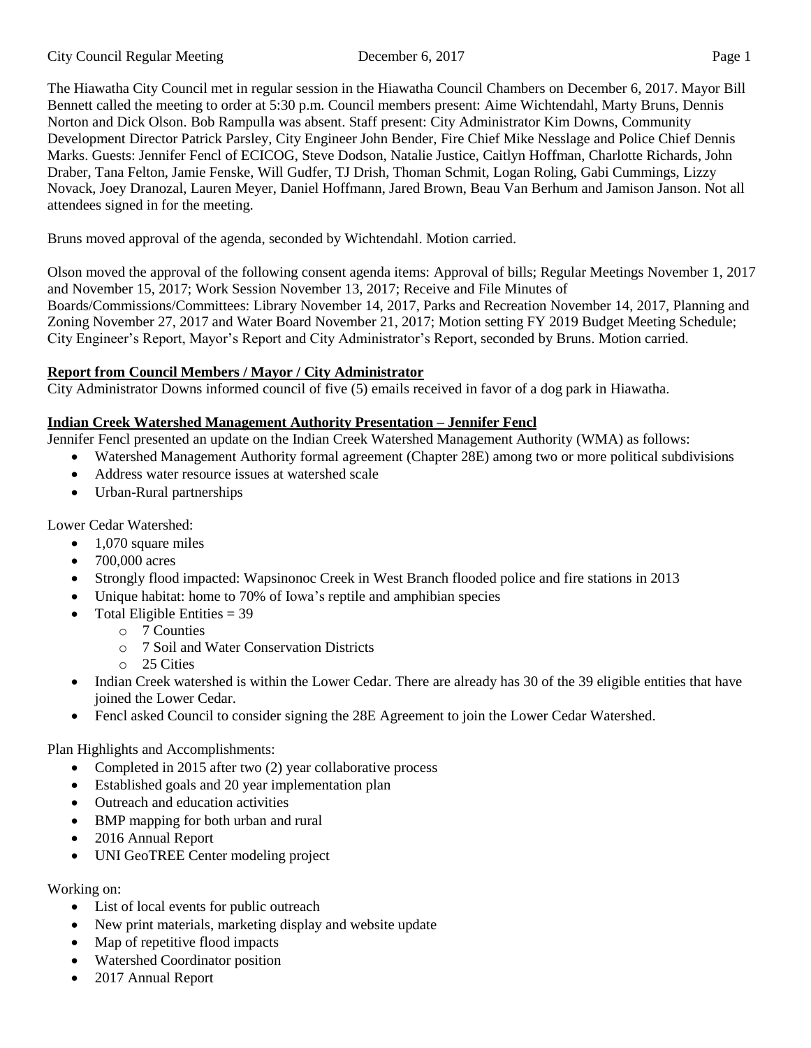The Hiawatha City Council met in regular session in the Hiawatha Council Chambers on December 6, 2017. Mayor Bill Bennett called the meeting to order at 5:30 p.m. Council members present: Aime Wichtendahl, Marty Bruns, Dennis Norton and Dick Olson. Bob Rampulla was absent. Staff present: City Administrator Kim Downs, Community Development Director Patrick Parsley, City Engineer John Bender, Fire Chief Mike Nesslage and Police Chief Dennis Marks. Guests: Jennifer Fencl of ECICOG, Steve Dodson, Natalie Justice, Caitlyn Hoffman, Charlotte Richards, John Draber, Tana Felton, Jamie Fenske, Will Gudfer, TJ Drish, Thoman Schmit, Logan Roling, Gabi Cummings, Lizzy Novack, Joey Dranozal, Lauren Meyer, Daniel Hoffmann, Jared Brown, Beau Van Berhum and Jamison Janson. Not all attendees signed in for the meeting.

Bruns moved approval of the agenda, seconded by Wichtendahl. Motion carried.

Olson moved the approval of the following consent agenda items: Approval of bills; Regular Meetings November 1, 2017 and November 15, 2017; Work Session November 13, 2017; Receive and File Minutes of Boards/Commissions/Committees: Library November 14, 2017, Parks and Recreation November 14, 2017, Planning and Zoning November 27, 2017 and Water Board November 21, 2017; Motion setting FY 2019 Budget Meeting Schedule; City Engineer's Report, Mayor's Report and City Administrator's Report, seconded by Bruns. Motion carried.

**Report from Council Members / Mayor / City Administrator**

City Administrator Downs informed council of five (5) emails received in favor of a dog park in Hiawatha.

**Indian Creek Watershed Management Authority Presentation – Jennifer Fencl**

Jennifer Fencl presented an update on the Indian Creek Watershed Management Authority (WMA) as follows:

- Watershed Management Authority formal agreement (Chapter 28E) among two or more political subdivisions
- Address water resource issues at watershed scale
- Urban-Rural partnerships

Lower Cedar Watershed:

- 1,070 square miles
- 700,000 acres
- Strongly flood impacted: Wapsinonoc Creek in West Branch flooded police and fire stations in 2013
- Unique habitat: home to 70% of Iowa's reptile and amphibian species
- Total Eligible Entities = 39
  - 7 Counties
  - 7 Soil and Water Conservation Districts
  - 25 Cities
- Indian Creek watershed is within the Lower Cedar. There are already has 30 of the 39 eligible entities that have joined the Lower Cedar.
- Fencl asked Council to consider signing the 28E Agreement to join the Lower Cedar Watershed.

Plan Highlights and Accomplishments:

- Completed in 2015 after two (2) year collaborative process
- Established goals and 20 year implementation plan
- Outreach and education activities
- BMP mapping for both urban and rural
- 2016 Annual Report
- UNI GeoTREE Center modeling project

Working on:

- List of local events for public outreach
- New print materials, marketing display and website update
- Map of repetitive flood impacts
- Watershed Coordinator position
- 2017 Annual Report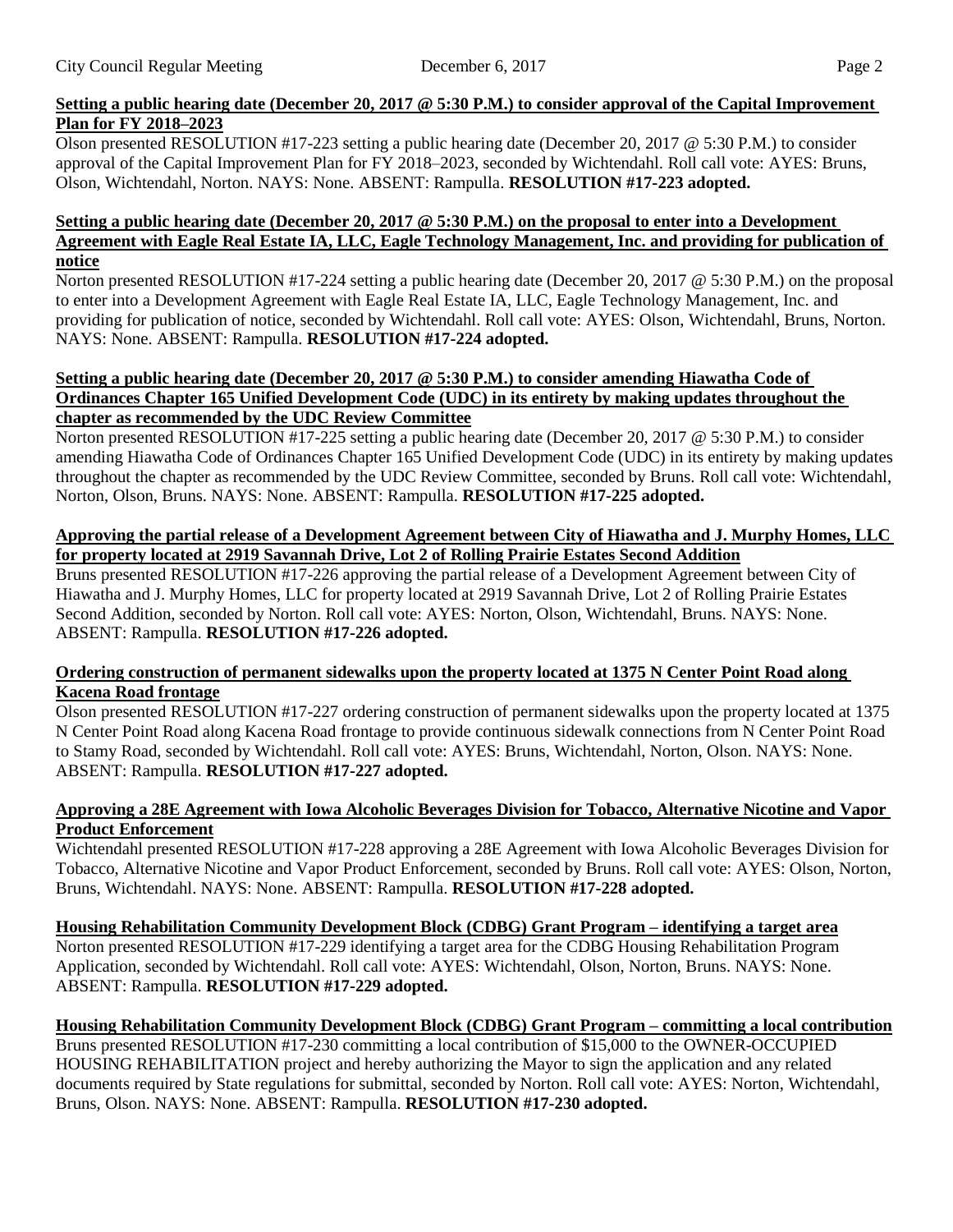**Setting a public hearing date (December 20, 2017 @ 5:30 P.M.) to consider approval of the Capital Improvement Plan for FY 2018–2023**

Olson presented RESOLUTION #17-223 setting a public hearing date (December 20, 2017 @ 5:30 P.M.) to consider approval of the Capital Improvement Plan for FY 2018–2023, seconded by Wichtendahl. Roll call vote: AYES: Bruns, Olson, Wichtendahl, Norton. NAYS: None. ABSENT: Rampulla. **RESOLUTION #17-223 adopted.**

**Setting a public hearing date (December 20, 2017 @ 5:30 P.M.) on the proposal to enter into a Development Agreement with Eagle Real Estate IA, LLC, Eagle Technology Management, Inc. and providing for publication of notice**

Norton presented RESOLUTION #17-224 setting a public hearing date (December 20, 2017 @ 5:30 P.M.) on the proposal to enter into a Development Agreement with Eagle Real Estate IA, LLC, Eagle Technology Management, Inc. and providing for publication of notice, seconded by Wichtendahl. Roll call vote: AYES: Olson, Wichtendahl, Bruns, Norton. NAYS: None. ABSENT: Rampulla. **RESOLUTION #17-224 adopted.**

**Setting a public hearing date (December 20, 2017 @ 5:30 P.M.) to consider amending Hiawatha Code of Ordinances Chapter 165 Unified Development Code (UDC) in its entirety by making updates throughout the chapter as recommended by the UDC Review Committee**

Norton presented RESOLUTION #17-225 setting a public hearing date (December 20, 2017 @ 5:30 P.M.) to consider amending Hiawatha Code of Ordinances Chapter 165 Unified Development Code (UDC) in its entirety by making updates throughout the chapter as recommended by the UDC Review Committee, seconded by Bruns. Roll call vote: Wichtendahl, Norton, Olson, Bruns. NAYS: None. ABSENT: Rampulla. **RESOLUTION #17-225 adopted.**

**Approving the partial release of a Development Agreement between City of Hiawatha and J. Murphy Homes, LLC for property located at 2919 Savannah Drive, Lot 2 of Rolling Prairie Estates Second Addition**

Bruns presented RESOLUTION #17-226 approving the partial release of a Development Agreement between City of Hiawatha and J. Murphy Homes, LLC for property located at 2919 Savannah Drive, Lot 2 of Rolling Prairie Estates Second Addition, seconded by Norton. Roll call vote: AYES: Norton, Olson, Wichtendahl, Bruns. NAYS: None. ABSENT: Rampulla. **RESOLUTION #17-226 adopted.**

**Ordering construction of permanent sidewalks upon the property located at 1375 N Center Point Road along Kacena Road frontage**

Olson presented RESOLUTION #17-227 ordering construction of permanent sidewalks upon the property located at 1375 N Center Point Road along Kacena Road frontage to provide continuous sidewalk connections from N Center Point Road to Stamy Road, seconded by Wichtendahl. Roll call vote: AYES: Bruns, Wichtendahl, Norton, Olson. NAYS: None. ABSENT: Rampulla. **RESOLUTION #17-227 adopted.**

**Approving a 28E Agreement with Iowa Alcoholic Beverages Division for Tobacco, Alternative Nicotine and Vapor Product Enforcement**

Wichtendahl presented RESOLUTION #17-228 approving a 28E Agreement with Iowa Alcoholic Beverages Division for Tobacco, Alternative Nicotine and Vapor Product Enforcement, seconded by Bruns. Roll call vote: AYES: Olson, Norton, Bruns, Wichtendahl. NAYS: None. ABSENT: Rampulla. **RESOLUTION #17-228 adopted.**

**Housing Rehabilitation Community Development Block (CDBG) Grant Program – identifying a target area**

Norton presented RESOLUTION #17-229 identifying a target area for the CDBG Housing Rehabilitation Program Application, seconded by Wichtendahl. Roll call vote: AYES: Wichtendahl, Olson, Norton, Bruns. NAYS: None. ABSENT: Rampulla. **RESOLUTION #17-229 adopted.**

**Housing Rehabilitation Community Development Block (CDBG) Grant Program – committing a local contribution**

Bruns presented RESOLUTION #17-230 committing a local contribution of $15,000 to the OWNER-OCCUPIED HOUSING REHABILITATION project and hereby authorizing the Mayor to sign the application and any related documents required by State regulations for submittal, seconded by Norton. Roll call vote: AYES: Norton, Wichtendahl, Bruns, Olson. NAYS: None. ABSENT: Rampulla. **RESOLUTION #17-230 adopted.**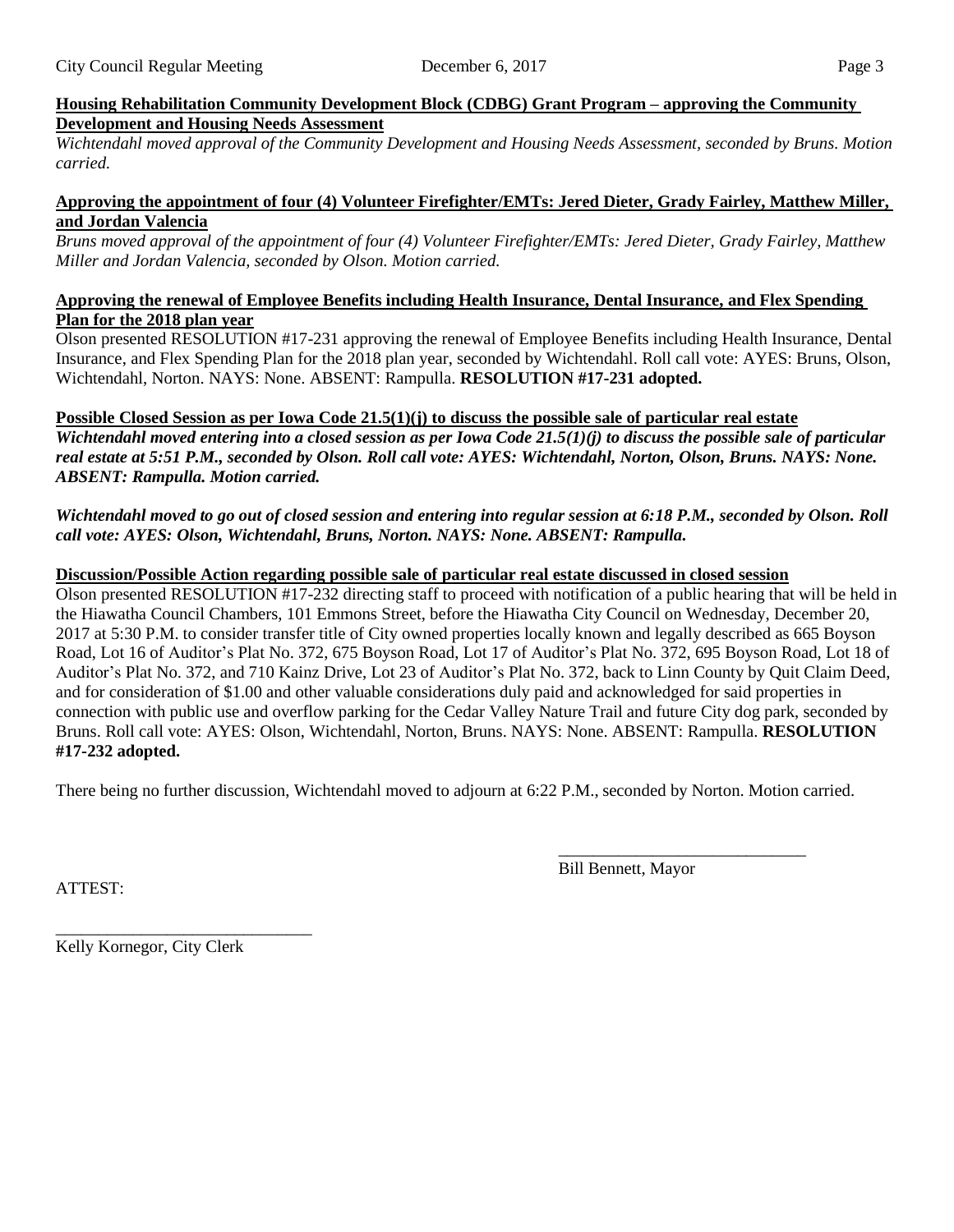**Housing Rehabilitation Community Development Block (CDBG) Grant Program – approving the Community Development and Housing Needs Assessment**

*Wichtendahl moved approval of the Community Development and Housing Needs Assessment, seconded by Bruns. Motion carried.*

**Approving the appointment of four (4) Volunteer Firefighter/EMTs: Jered Dieter, Grady Fairley, Matthew Miller, and Jordan Valencia**

*Bruns moved approval of the appointment of four (4) Volunteer Firefighter/EMTs: Jered Dieter, Grady Fairley, Matthew Miller and Jordan Valencia, seconded by Olson. Motion carried.*

**Approving the renewal of Employee Benefits including Health Insurance, Dental Insurance, and Flex Spending Plan for the 2018 plan year**

Olson presented RESOLUTION #17-231 approving the renewal of Employee Benefits including Health Insurance, Dental Insurance, and Flex Spending Plan for the 2018 plan year, seconded by Wichtendahl. Roll call vote: AYES: Bruns, Olson, Wichtendahl, Norton. NAYS: None. ABSENT: Rampulla. **RESOLUTION #17-231 adopted.**

**Possible Closed Session as per Iowa Code 21.5(1)(j) to discuss the possible sale of particular real estate**

***Wichtendahl moved entering into a closed session as per Iowa Code 21.5(1)(j) to discuss the possible sale of particular real estate at 5:51 P.M., seconded by Olson. Roll call vote: AYES: Wichtendahl, Norton, Olson, Bruns. NAYS: None. ABSENT: Rampulla. Motion carried.***

***Wichtendahl moved to go out of closed session and entering into regular session at 6:18 P.M., seconded by Olson. Roll call vote: AYES: Olson, Wichtendahl, Bruns, Norton. NAYS: None. ABSENT: Rampulla.***

**Discussion/Possible Action regarding possible sale of particular real estate discussed in closed session**

Olson presented RESOLUTION #17-232 directing staff to proceed with notification of a public hearing that will be held in the Hiawatha Council Chambers, 101 Emmons Street, before the Hiawatha City Council on Wednesday, December 20, 2017 at 5:30 P.M. to consider transfer title of City owned properties locally known and legally described as 665 Boyson Road, Lot 16 of Auditor's Plat No. 372, 675 Boyson Road, Lot 17 of Auditor's Plat No. 372, 695 Boyson Road, Lot 18 of Auditor's Plat No. 372, and 710 Kainz Drive, Lot 23 of Auditor's Plat No. 372, back to Linn County by Quit Claim Deed, and for consideration of $1.00 and other valuable considerations duly paid and acknowledged for said properties in connection with public use and overflow parking for the Cedar Valley Nature Trail and future City dog park, seconded by Bruns. Roll call vote: AYES: Olson, Wichtendahl, Norton, Bruns. NAYS: None. ABSENT: Rampulla. **RESOLUTION #17-232 adopted.**

There being no further discussion, Wichtendahl moved to adjourn at 6:22 P.M., seconded by Norton. Motion carried.

\_\_\_\_\_\_\_\_\_\_\_\_\_\_\_\_\_\_\_\_\_\_\_\_\_\_\_\_\_\_

Bill Bennett, Mayor

ATTEST:

\_\_\_\_\_\_\_\_\_\_\_\_\_\_\_\_\_\_\_\_\_\_\_\_\_\_\_\_\_\_

Kelly Kornegor, City Clerk